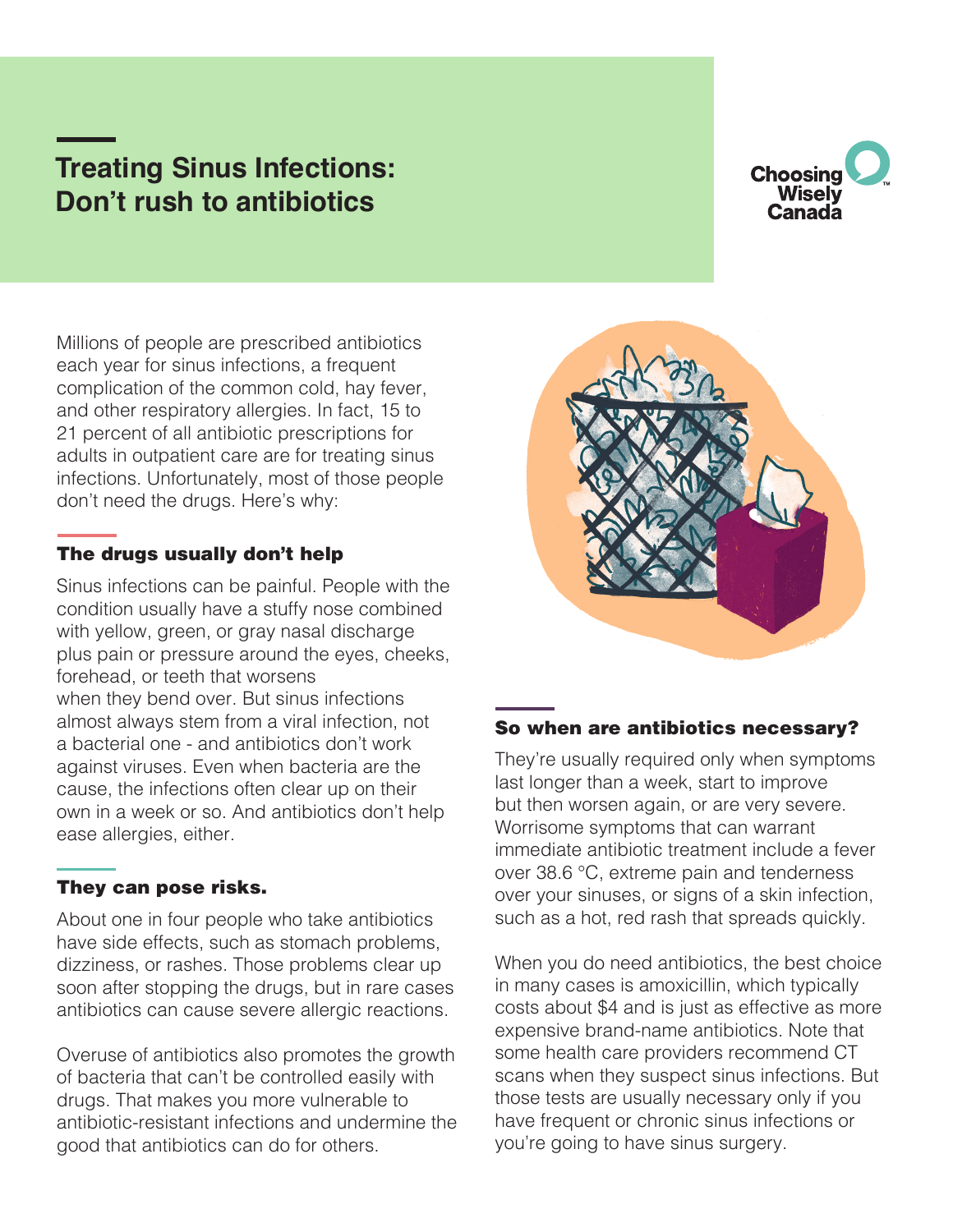# Treating Sinus Infections: Don't rush to antibiotics

Choosing Wisely Canada

Millions of people are prescribed antibiotics each year for sinus infections, a frequent complication of the common cold, hay fever, and other respiratory allergies. In fact, 15 to 21 percent of all antibiotic prescriptions for adults in outpatient care are for treating sinus infections. Unfortunately, most of those people don't need the drugs. Here's why:

## The drugs usually don't help

Sinus infections can be painful. People with the condition usually have a stuffy nose combined with yellow, green, or gray nasal discharge plus pain or pressure around the eyes, cheeks, forehead, or teeth that worsens when they bend over. But sinus infections almost always stem from a viral infection, not a bacterial one - and antibiotics don't work against viruses. Even when bacteria are the cause, the infections often clear up on their own in a week or so. And antibiotics don't help ease allergies, either.

## They can pose risks.

About one in four people who take antibiotics have side effects, such as stomach problems, dizziness, or rashes. Those problems clear up soon after stopping the drugs, but in rare cases antibiotics can cause severe allergic reactions.

Overuse of antibiotics also promotes the growth of bacteria that can't be controlled easily with drugs. That makes you more vulnerable to antibiotic-resistant infections and undermine the good that antibiotics can do for others.

## So when are antibiotics necessary?

They're usually required only when symptoms last longer than a week, start to improve but then worsen again, or are very severe. Worrisome symptoms that can warrant immediate antibiotic treatment include a fever over 38.6 °C, extreme pain and tenderness over your sinuses, or signs of a skin infection, such as a hot, red rash that spreads quickly.

When you do need antibiotics, the best choice in many cases is amoxicillin, which typically costs about $4 and is just as effective as more expensive brand-name antibiotics. Note that some health care providers recommend CT scans when they suspect sinus infections. But those tests are usually necessary only if you have frequent or chronic sinus infections or you're going to have sinus surgery.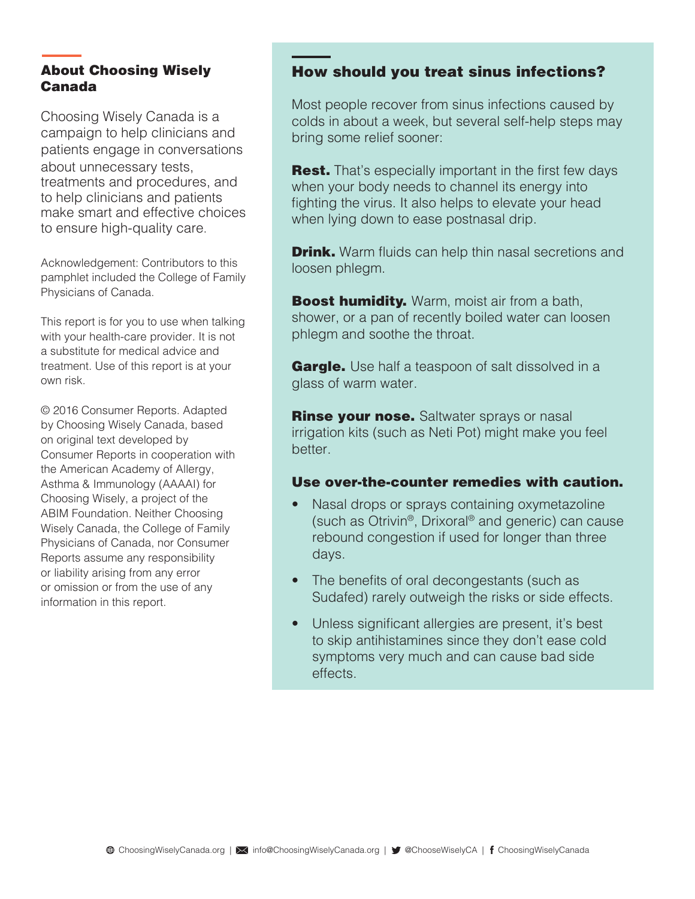## About Choosing Wisely Canada

Choosing Wisely Canada is a campaign to help clinicians and patients engage in conversations about unnecessary tests, treatments and procedures, and to help clinicians and patients make smart and effective choices to ensure high-quality care.

Acknowledgement: Contributors to this pamphlet included the College of Family Physicians of Canada.

This report is for you to use when talking with your health-care provider. It is not a substitute for medical advice and treatment. Use of this report is at your own risk.

© 2016 Consumer Reports. Adapted by Choosing Wisely Canada, based on original text developed by Consumer Reports in cooperation with the American Academy of Allergy, Asthma & Immunology (AAAAI) for Choosing Wisely, a project of the ABIM Foundation. Neither Choosing Wisely Canada, the College of Family Physicians of Canada, nor Consumer Reports assume any responsibility or liability arising from any error or omission or from the use of any information in this report.

## How should you treat sinus infections?

Most people recover from sinus infections caused by colds in about a week, but several self-help steps may bring some relief sooner:

**Rest.** That's especially important in the first few days when your body needs to channel its energy into fighting the virus. It also helps to elevate your head when lying down to ease postnasal drip.

**Drink.** Warm fluids can help thin nasal secretions and loosen phlegm.

**Boost humidity.** Warm, moist air from a bath, shower, or a pan of recently boiled water can loosen phlegm and soothe the throat.

**Gargle.** Use half a teaspoon of salt dissolved in a glass of warm water.

**Rinse your nose.** Saltwater sprays or nasal irrigation kits (such as Neti Pot) might make you feel better.

### Use over-the-counter remedies with caution.

- Nasal drops or sprays containing oxymetazoline (such as Otrivin®, Drixoral® and generic) can cause rebound congestion if used for longer than three days.
- The benefits of oral decongestants (such as Sudafed) rarely outweigh the risks or side effects.
- Unless significant allergies are present, it's best to skip antihistamines since they don't ease cold symptoms very much and can cause bad side effects.

ChoosingWiselyCanada.org | info@ChoosingWiselyCanada.org | @ChooseWiselyCA | ChoosingWiselyCanada